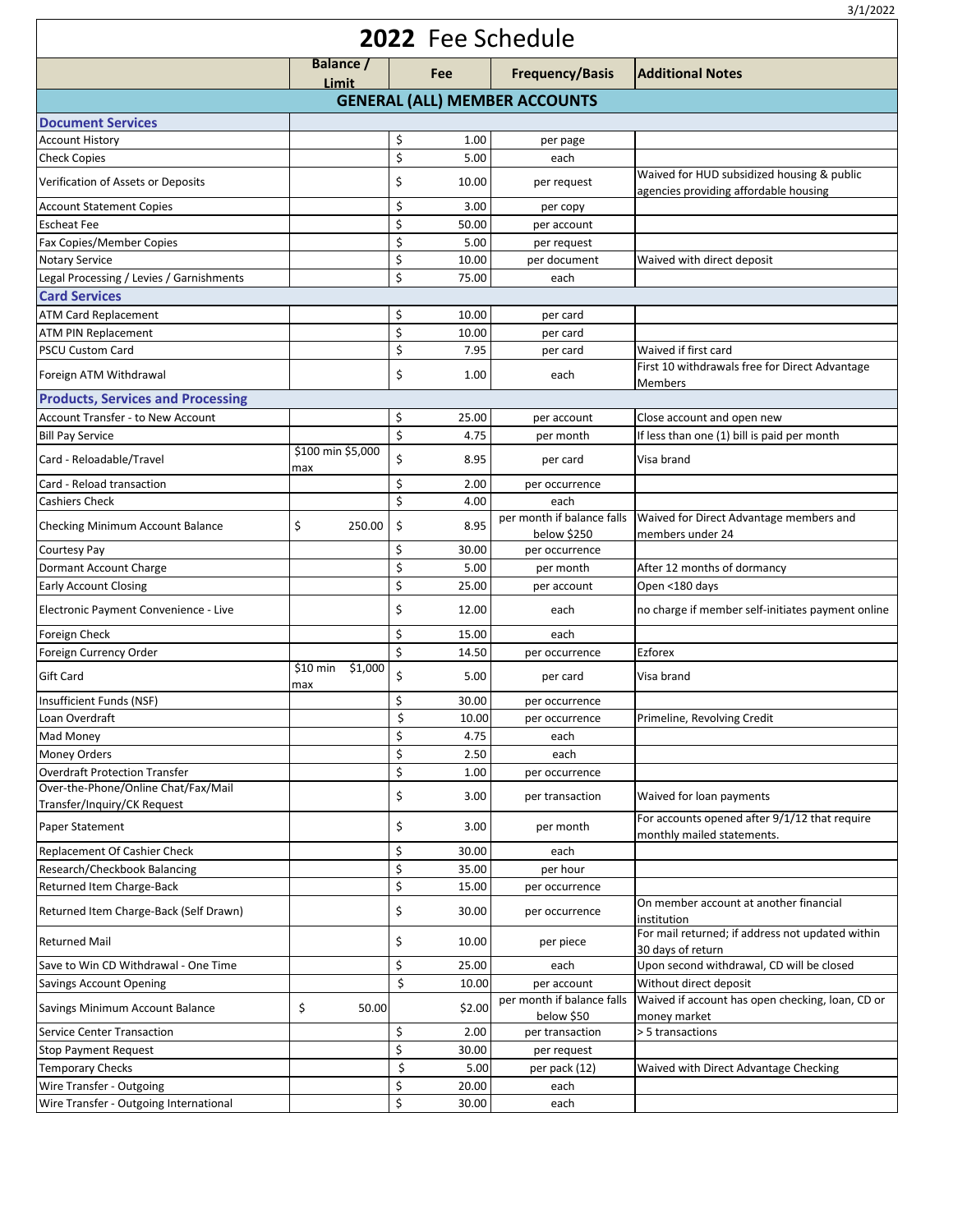# 2022 Fee Schedule

3/1/2022

| | Balance / Limit | Fee | Frequency/Basis | Additional Notes |
|---|---|---|---|---|
| **GENERAL (ALL) MEMBER ACCOUNTS** | | | | |
| **Document Services** | | | | |
| Account History | | $ 1.00 | per page | |
| Check Copies | | $ 5.00 | each | |
| Verification of Assets or Deposits | | $ 10.00 | per request | Waived for HUD subsidized housing & public agencies providing affordable housing |
| Account Statement Copies | | $ 3.00 | per copy | |
| Escheat Fee | | $ 50.00 | per account | |
| Fax Copies/Member Copies | | $ 5.00 | per request | |
| Notary Service | | $ 10.00 | per document | Waived with direct deposit |
| Legal Processing / Levies / Garnishments | | $ 75.00 | each | |
| **Card Services** | | | | |
| ATM Card Replacement | | $ 10.00 | per card | |
| ATM PIN Replacement | | $ 10.00 | per card | |
| PSCU Custom Card | | $ 7.95 | per card | Waived if first card |
| Foreign ATM Withdrawal | | $ 1.00 | each | First 10 withdrawals free for Direct Advantage Members |
| **Products, Services and Processing** | | | | |
| Account Transfer - to New Account | | $ 25.00 | per account | Close account and open new |
| Bill Pay Service | | $ 4.75 | per month | If less than one (1) bill is paid per month |
| Card - Reloadable/Travel | $100 min $5,000 max | $ 8.95 | per card | Visa brand |
| Card - Reload transaction | | $ 2.00 | per occurrence | |
| Cashiers Check | | $ 4.00 | each | |
| Checking Minimum Account Balance | $ 250.00 | $ 8.95 | per month if balance falls below $250 | Waived for Direct Advantage members and members under 24 |
| Courtesy Pay | | $ 30.00 | per occurrence | |
| Dormant Account Charge | | $ 5.00 | per month | After 12 months of dormancy |
| Early Account Closing | | $ 25.00 | per account | Open <180 days |
| Electronic Payment Convenience - Live | | $ 12.00 | each | no charge if member self-initiates payment online |
| Foreign Check | | $ 15.00 | each | |
| Foreign Currency Order | | $ 14.50 | per occurrence | Ezforex |
| Gift Card | $10 min $1,000 max | $ 5.00 | per card | Visa brand |
| Insufficient Funds (NSF) | | $ 30.00 | per occurrence | |
| Loan Overdraft | | $ 10.00 | per occurrence | Primeline, Revolving Credit |
| Mad Money | | $ 4.75 | each | |
| Money Orders | | $ 2.50 | each | |
| Overdraft Protection Transfer | | $ 1.00 | per occurrence | |
| Over-the-Phone/Online Chat/Fax/Mail Transfer/Inquiry/CK Request | | $ 3.00 | per transaction | Waived for loan payments |
| Paper Statement | | $ 3.00 | per month | For accounts opened after 9/1/12 that require monthly mailed statements. |
| Replacement Of Cashier Check | | $ 30.00 | each | |
| Research/Checkbook Balancing | | $ 35.00 | per hour | |
| Returned Item Charge-Back | | $ 15.00 | per occurrence | |
| Returned Item Charge-Back (Self Drawn) | | $ 30.00 | per occurrence | On member account at another financial institution |
| Returned Mail | | $ 10.00 | per piece | For mail returned; if address not updated within 30 days of return |
| Save to Win CD Withdrawal - One Time | | $ 25.00 | each | Upon second withdrawal, CD will be closed |
| Savings Account Opening | | $ 10.00 | per account | Without direct deposit |
| Savings Minimum Account Balance | $ 50.00 | $2.00 | per month if balance falls below $50 | Waived if account has open checking, loan, CD or money market |
| Service Center Transaction | | $ 2.00 | per transaction | > 5 transactions |
| Stop Payment Request | | $ 30.00 | per request | |
| Temporary Checks | | $ 5.00 | per pack (12) | Waived with Direct Advantage Checking |
| Wire Transfer - Outgoing | | $ 20.00 | each | |
| Wire Transfer - Outgoing International | | $ 30.00 | each | |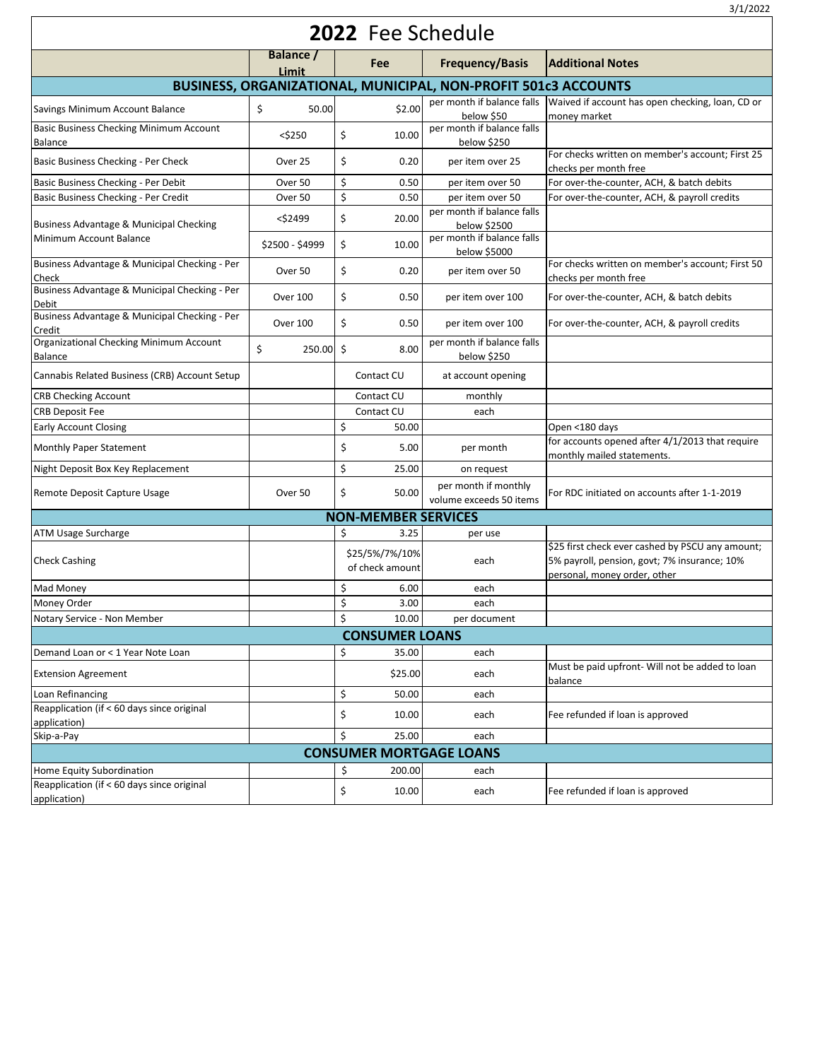# 2022 Fee Schedule

| | Balance / Limit | Fee | Frequency/Basis | Additional Notes |
|---|---|---|---|---|
| **BUSINESS, ORGANIZATIONAL, MUNICIPAL, NON-PROFIT 501c3 ACCOUNTS** | | | | |
| Savings Minimum Account Balance | $ 50.00 | $2.00 | per month if balance falls below $50 | Waived if account has open checking, loan, CD or money market |
| Basic Business Checking Minimum Account Balance | <$250 | $ 10.00 | per month if balance falls below $250 | |
| Basic Business Checking - Per Check | Over 25 | $ 0.20 | per item over 25 | For checks written on member's account; First 25 checks per month free |
| Basic Business Checking - Per Debit | Over 50 | $ 0.50 | per item over 50 | For over-the-counter, ACH, & batch debits |
| Basic Business Checking - Per Credit | Over 50 | $ 0.50 | per item over 50 | For over-the-counter, ACH, & payroll credits |
| Business Advantage & Municipal Checking Minimum Account Balance | <$2499 | $ 20.00 | per month if balance falls below $2500 | |
| | $2500 - $4999 | $ 10.00 | per month if balance falls below $5000 | |
| Business Advantage & Municipal Checking - Per Check | Over 50 | $ 0.20 | per item over 50 | For checks written on member's account; First 50 checks per month free |
| Business Advantage & Municipal Checking - Per Debit | Over 100 | $ 0.50 | per item over 100 | For over-the-counter, ACH, & batch debits |
| Business Advantage & Municipal Checking - Per Credit | Over 100 | $ 0.50 | per item over 100 | For over-the-counter, ACH, & payroll credits |
| Organizational Checking Minimum Account Balance | $ 250.00 | $ 8.00 | per month if balance falls below $250 | |
| Cannabis Related Business (CRB) Account Setup | | Contact CU | at account opening | |
| CRB Checking Account | | Contact CU | monthly | |
| CRB Deposit Fee | | Contact CU | each | |
| Early Account Closing | | $ 50.00 | | Open <180 days |
| Monthly Paper Statement | | $ 5.00 | per month | for accounts opened after 4/1/2013 that require monthly mailed statements. |
| Night Deposit Box Key Replacement | | $ 25.00 | on request | |
| Remote Deposit Capture Usage | Over 50 | $ 50.00 | per month if monthly volume exceeds 50 items | For RDC initiated on accounts after 1-1-2019 |
| **NON-MEMBER SERVICES** | | | | |
| ATM Usage Surcharge | | $ 3.25 | per use | |
| Check Cashing | | $25/5%/7%/10% of check amount | each | $25 first check ever cashed by PSCU any amount; 5% payroll, pension, govt; 7% insurance; 10% personal, money order, other |
| Mad Money | | $ 6.00 | each | |
| Money Order | | $ 3.00 | each | |
| Notary Service - Non Member | | $ 10.00 | per document | |
| **CONSUMER LOANS** | | | | |
| Demand Loan or < 1 Year Note Loan | | $ 35.00 | each | |
| Extension Agreement | | $25.00 | each | Must be paid upfront- Will not be added to loan balance |
| Loan Refinancing | | $ 50.00 | each | |
| Reapplication (if < 60 days since original application) | | $ 10.00 | each | Fee refunded if loan is approved |
| Skip-a-Pay | | $ 25.00 | each | |
| **CONSUMER MORTGAGE LOANS** | | | | |
| Home Equity Subordination | | $ 200.00 | each | |
| Reapplication (if < 60 days since original application) | | $ 10.00 | each | Fee refunded if loan is approved |